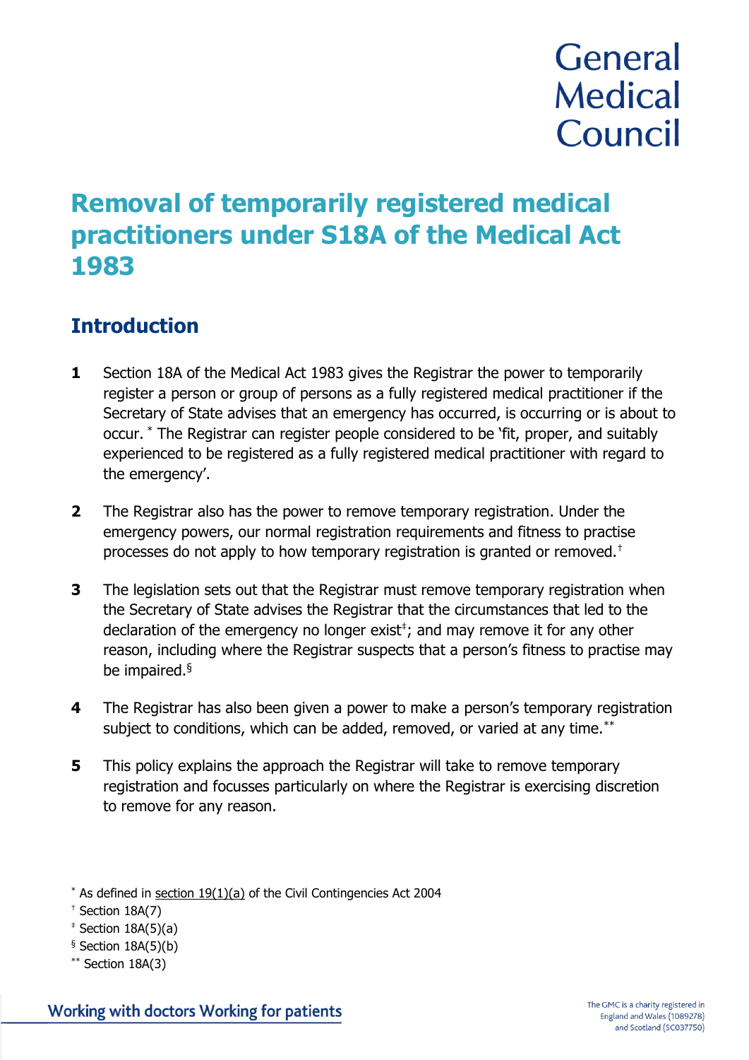General Medical Council

# Removal of temporarily registered medical practitioners under S18A of the Medical Act 1983

## Introduction

**1** Section 18A of the Medical Act 1983 gives the Registrar the power to temporarily register a person or group of persons as a fully registered medical practitioner if the Secretary of State advises that an emergency has occurred, is occurring or is about to occur.[*] The Registrar can register people considered to be 'fit, proper, and suitably experienced to be registered as a fully registered medical practitioner with regard to the emergency'.

**2** The Registrar also has the power to remove temporary registration. Under the emergency powers, our normal registration requirements and fitness to practise processes do not apply to how temporary registration is granted or removed.[†]

**3** The legislation sets out that the Registrar must remove temporary registration when the Secretary of State advises the Registrar that the circumstances that led to the declaration of the emergency no longer exist[‡]; and may remove it for any other reason, including where the Registrar suspects that a person's fitness to practise may be impaired.[§]

**4** The Registrar has also been given a power to make a person's temporary registration subject to conditions, which can be added, removed, or varied at any time.[**]

**5** This policy explains the approach the Registrar will take to remove temporary registration and focusses particularly on where the Registrar is exercising discretion to remove for any reason.

[*] As defined in section 19(1)(a) of the Civil Contingencies Act 2004

[†] Section 18A(7)

[‡] Section 18A(5)(a)

[§] Section 18A(5)(b)

[**] Section 18A(3)

Working with doctors Working for patients

The GMC is a charity registered in England and Wales (1089278) and Scotland (SC037750)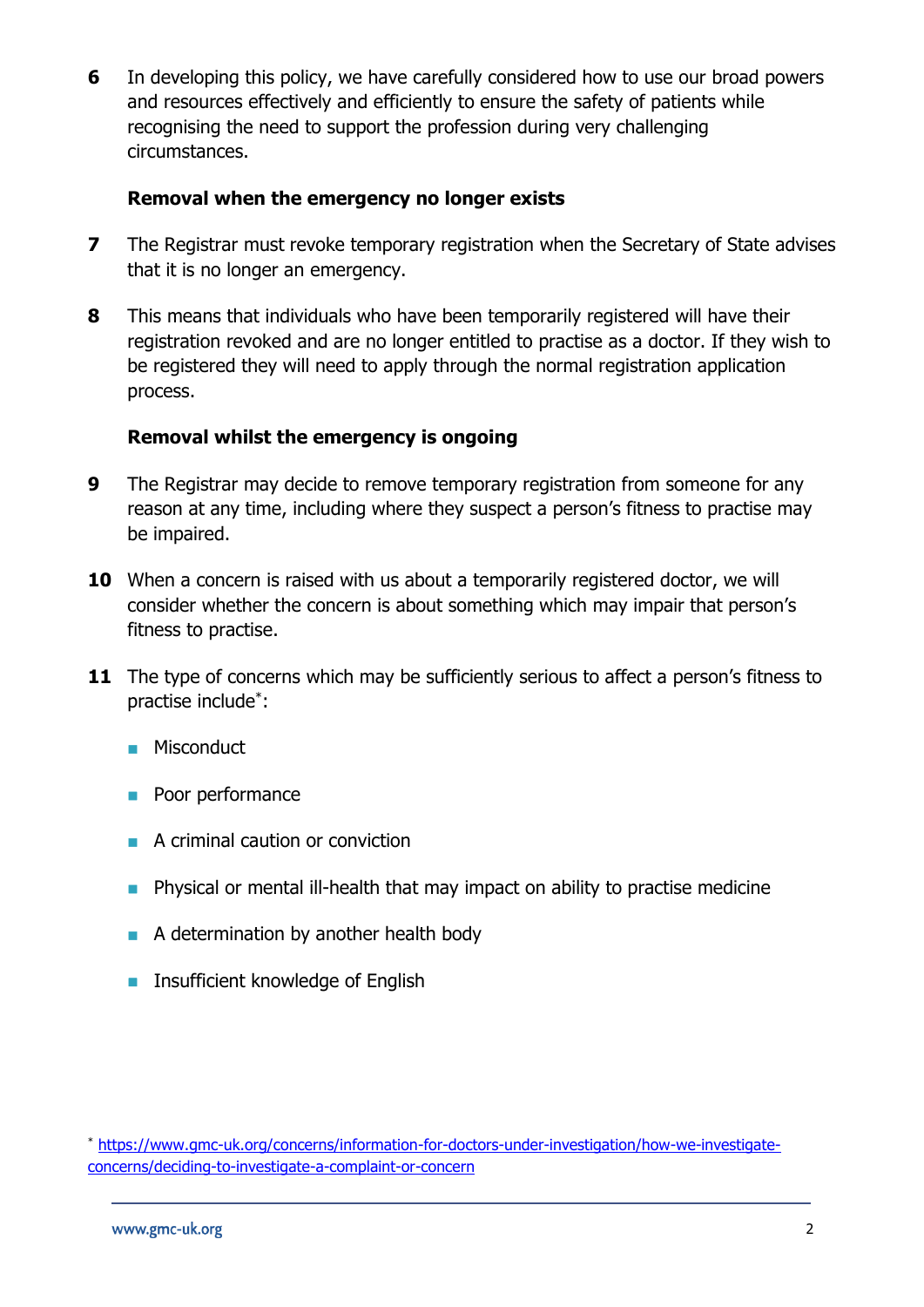6 In developing this policy, we have carefully considered how to use our broad powers and resources effectively and efficiently to ensure the safety of patients while recognising the need to support the profession during very challenging circumstances.

**Removal when the emergency no longer exists**

7 The Registrar must revoke temporary registration when the Secretary of State advises that it is no longer an emergency.

8 This means that individuals who have been temporarily registered will have their registration revoked and are no longer entitled to practise as a doctor. If they wish to be registered they will need to apply through the normal registration application process.

**Removal whilst the emergency is ongoing**

9 The Registrar may decide to remove temporary registration from someone for any reason at any time, including where they suspect a person's fitness to practise may be impaired.

10 When a concern is raised with us about a temporarily registered doctor, we will consider whether the concern is about something which may impair that person's fitness to practise.

11 The type of concerns which may be sufficiently serious to affect a person's fitness to practise include[*]:

- Misconduct
- Poor performance
- A criminal caution or conviction
- Physical or mental ill-health that may impact on ability to practise medicine
- A determination by another health body
- Insufficient knowledge of English

[*] https://www.gmc-uk.org/concerns/information-for-doctors-under-investigation/how-we-investigate-concerns/deciding-to-investigate-a-complaint-or-concern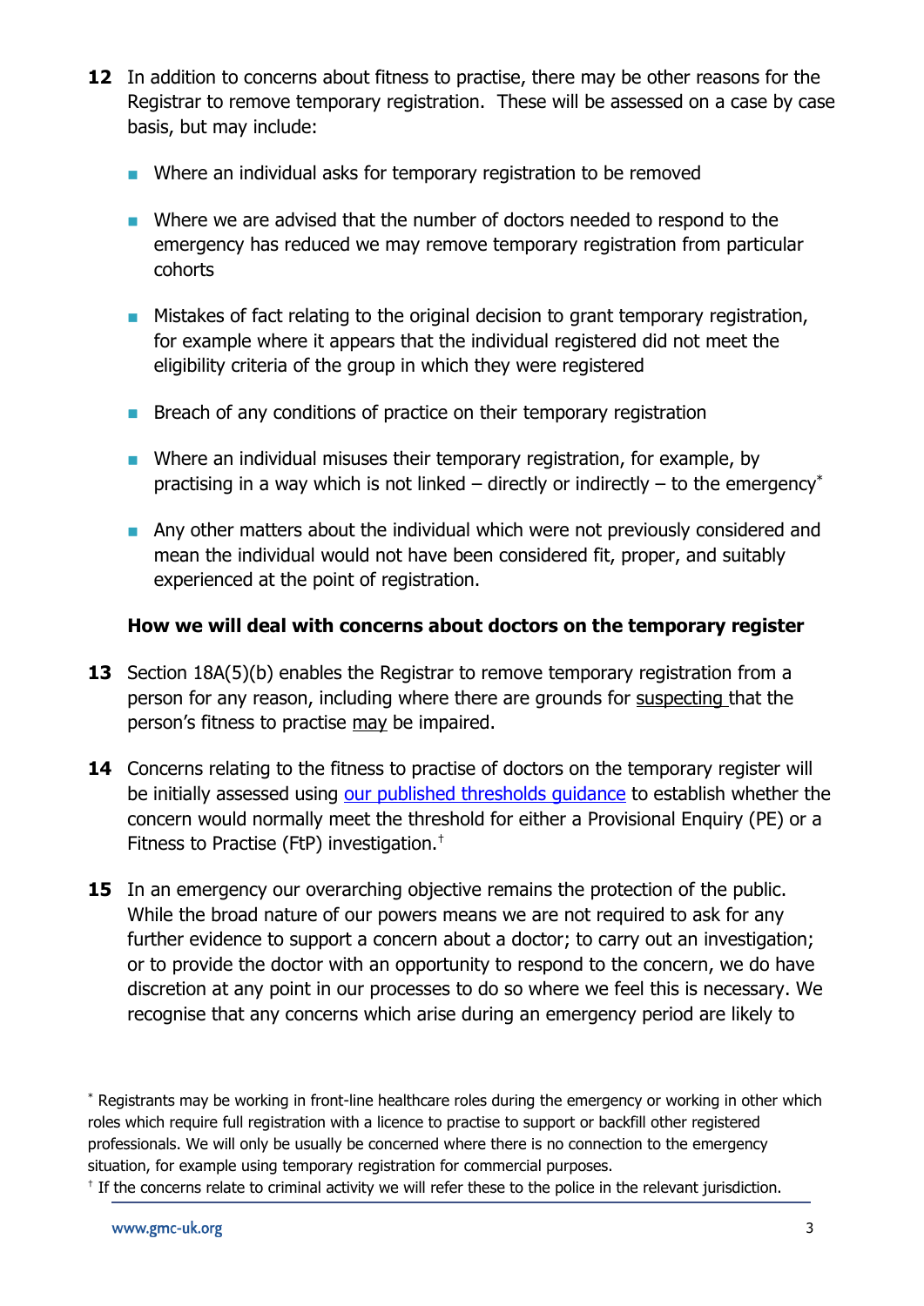**12** In addition to concerns about fitness to practise, there may be other reasons for the Registrar to remove temporary registration. These will be assessed on a case by case basis, but may include:

- Where an individual asks for temporary registration to be removed
- Where we are advised that the number of doctors needed to respond to the emergency has reduced we may remove temporary registration from particular cohorts
- Mistakes of fact relating to the original decision to grant temporary registration, for example where it appears that the individual registered did not meet the eligibility criteria of the group in which they were registered
- Breach of any conditions of practice on their temporary registration
- Where an individual misuses their temporary registration, for example, by practising in a way which is not linked – directly or indirectly – to the emergency[*]
- Any other matters about the individual which were not previously considered and mean the individual would not have been considered fit, proper, and suitably experienced at the point of registration.

### How we will deal with concerns about doctors on the temporary register

**13** Section 18A(5)(b) enables the Registrar to remove temporary registration from a person for any reason, including where there are grounds for suspecting that the person's fitness to practise may be impaired.

**14** Concerns relating to the fitness to practise of doctors on the temporary register will be initially assessed using our published thresholds guidance to establish whether the concern would normally meet the threshold for either a Provisional Enquiry (PE) or a Fitness to Practise (FtP) investigation.[†]

**15** In an emergency our overarching objective remains the protection of the public. While the broad nature of our powers means we are not required to ask for any further evidence to support a concern about a doctor; to carry out an investigation; or to provide the doctor with an opportunity to respond to the concern, we do have discretion at any point in our processes to do so where we feel this is necessary. We recognise that any concerns which arise during an emergency period are likely to

---

[*] Registrants may be working in front-line healthcare roles during the emergency or working in other which roles which require full registration with a licence to practise to support or backfill other registered professionals. We will only be usually be concerned where there is no connection to the emergency situation, for example using temporary registration for commercial purposes.

[†] If the concerns relate to criminal activity we will refer these to the police in the relevant jurisdiction.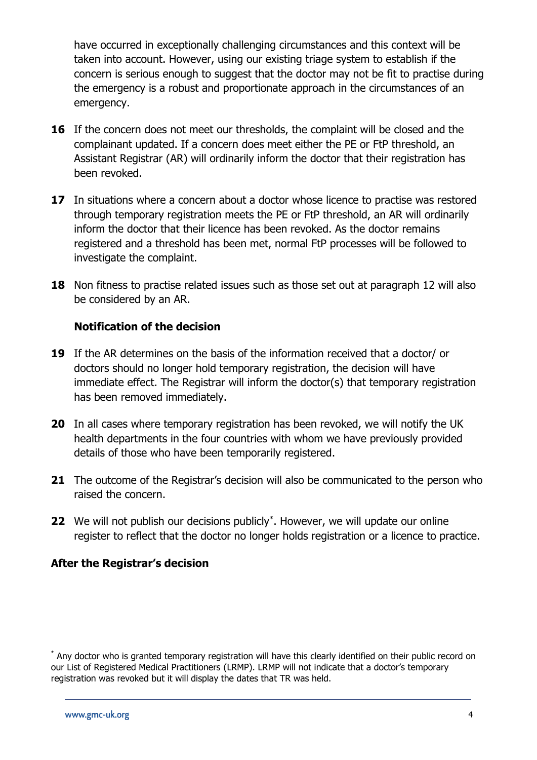have occurred in exceptionally challenging circumstances and this context will be taken into account. However, using our existing triage system to establish if the concern is serious enough to suggest that the doctor may not be fit to practise during the emergency is a robust and proportionate approach in the circumstances of an emergency.

**16** If the concern does not meet our thresholds, the complaint will be closed and the complainant updated. If a concern does meet either the PE or FtP threshold, an Assistant Registrar (AR) will ordinarily inform the doctor that their registration has been revoked.

**17** In situations where a concern about a doctor whose licence to practise was restored through temporary registration meets the PE or FtP threshold, an AR will ordinarily inform the doctor that their licence has been revoked. As the doctor remains registered and a threshold has been met, normal FtP processes will be followed to investigate the complaint.

**18** Non fitness to practise related issues such as those set out at paragraph 12 will also be considered by an AR.

### Notification of the decision

**19** If the AR determines on the basis of the information received that a doctor/ or doctors should no longer hold temporary registration, the decision will have immediate effect. The Registrar will inform the doctor(s) that temporary registration has been removed immediately.

**20** In all cases where temporary registration has been revoked, we will notify the UK health departments in the four countries with whom we have previously provided details of those who have been temporarily registered.

**21** The outcome of the Registrar's decision will also be communicated to the person who raised the concern.

**22** We will not publish our decisions publicly*. However, we will update our online register to reflect that the doctor no longer holds registration or a licence to practice.

## After the Registrar's decision

* Any doctor who is granted temporary registration will have this clearly identified on their public record on our List of Registered Medical Practitioners (LRMP). LRMP will not indicate that a doctor's temporary registration was revoked but it will display the dates that TR was held.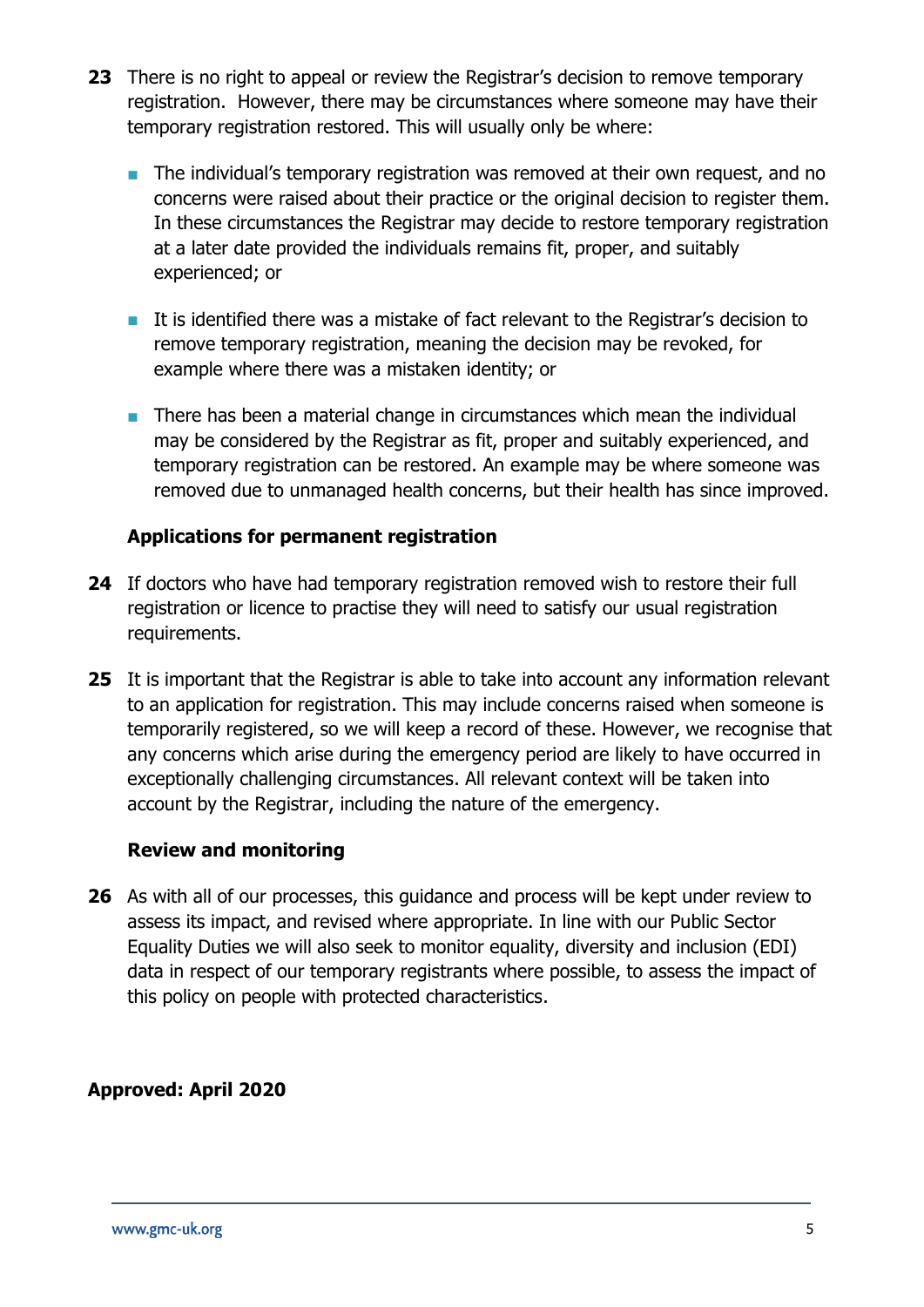**23** There is no right to appeal or review the Registrar's decision to remove temporary registration. However, there may be circumstances where someone may have their temporary registration restored. This will usually only be where:

- The individual's temporary registration was removed at their own request, and no concerns were raised about their practice or the original decision to register them. In these circumstances the Registrar may decide to restore temporary registration at a later date provided the individuals remains fit, proper, and suitably experienced; or
- It is identified there was a mistake of fact relevant to the Registrar's decision to remove temporary registration, meaning the decision may be revoked, for example where there was a mistaken identity; or
- There has been a material change in circumstances which mean the individual may be considered by the Registrar as fit, proper and suitably experienced, and temporary registration can be restored. An example may be where someone was removed due to unmanaged health concerns, but their health has since improved.

### Applications for permanent registration

**24** If doctors who have had temporary registration removed wish to restore their full registration or licence to practise they will need to satisfy our usual registration requirements.

**25** It is important that the Registrar is able to take into account any information relevant to an application for registration. This may include concerns raised when someone is temporarily registered, so we will keep a record of these. However, we recognise that any concerns which arise during the emergency period are likely to have occurred in exceptionally challenging circumstances. All relevant context will be taken into account by the Registrar, including the nature of the emergency.

### Review and monitoring

**26** As with all of our processes, this guidance and process will be kept under review to assess its impact, and revised where appropriate. In line with our Public Sector Equality Duties we will also seek to monitor equality, diversity and inclusion (EDI) data in respect of our temporary registrants where possible, to assess the impact of this policy on people with protected characteristics.

**Approved: April 2020**